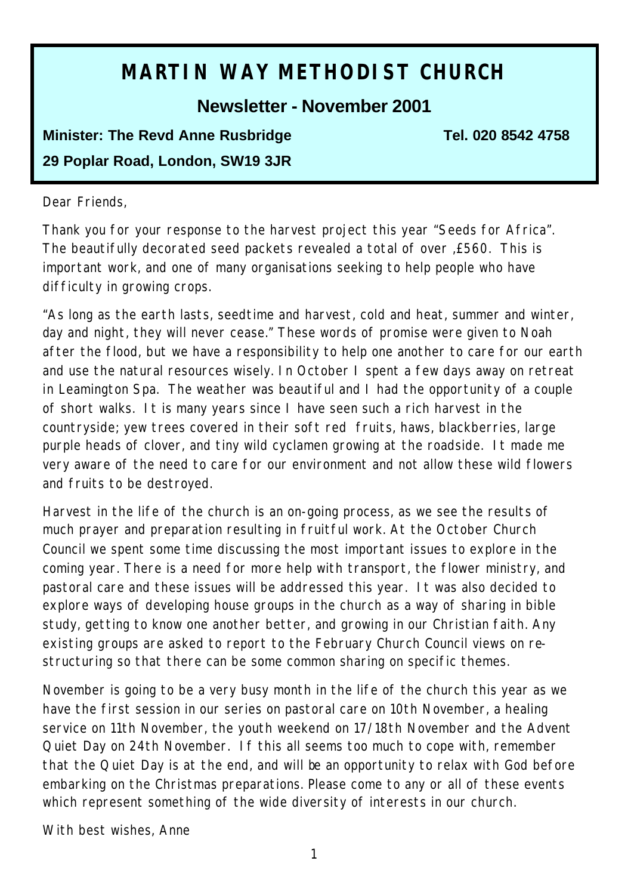# MARTIN WAY METHODIST CHURCH

## Newsletter - November 2001

**Minister: The Revd Anne Rusbridge** **Tel. 020 8542 4758**

**29 Poplar Road, London, SW19 3JR**

Dear Friends,

Thank you for your response to the harvest project this year "Seeds for Africa". The beautifully decorated seed packets revealed a total of over ,£560. This is important work, and one of many organisations seeking to help people who have difficulty in growing crops.

"As long as the earth lasts, seedtime and harvest, cold and heat, summer and winter, day and night, they will never cease." These words of promise were given to Noah after the flood, but we have a responsibility to help one another to care for our earth and use the natural resources wisely. In October I spent a few days away on retreat in Leamington Spa. The weather was beautiful and I had the opportunity of a couple of short walks. It is many years since I have seen such a rich harvest in the countryside; yew trees covered in their soft red fruits, haws, blackberries, large purple heads of clover, and tiny wild cyclamen growing at the roadside. It made me very aware of the need to care for our environment and not allow these wild flowers and fruits to be destroyed.

Harvest in the life of the church is an on-going process, as we see the results of much prayer and preparation resulting in fruitful work. At the October Church Council we spent some time discussing the most important issues to explore in the coming year. There is a need for more help with transport, the flower ministry, and pastoral care and these issues will be addressed this year. It was also decided to explore ways of developing house groups in the church as a way of sharing in bible study, getting to know one another better, and growing in our Christian faith. Any existing groups are asked to report to the February Church Council views on re-structuring so that there can be some common sharing on specific themes.

November is going to be a very busy month in the life of the church this year as we have the first session in our series on pastoral care on 10th November, a healing service on 11th November, the youth weekend on 17/18th November and the Advent Quiet Day on 24th November. If this all seems too much to cope with, remember that the Quiet Day is at the end, and will be an opportunity to relax with God before embarking on the Christmas preparations. Please come to any or all of these events which represent something of the wide diversity of interests in our church.

With best wishes, Anne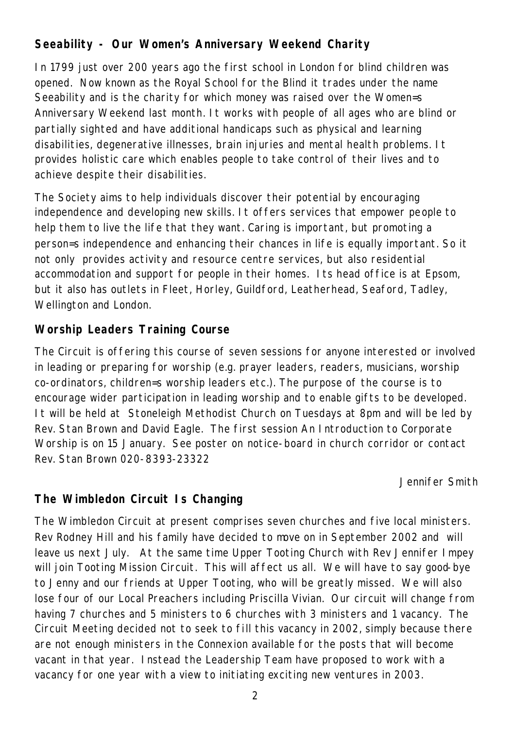### Seeability - Our Women's Anniversary Weekend Charity

In 1799 just over 200 years ago the first school in London for blind children was opened. Now known as the Royal School for the Blind it trades under the name Seeability and is the charity for which money was raised over the Women=s Anniversary Weekend last month. It works with people of all ages who are blind or partially sighted and have additional handicaps such as physical and learning disabilities, degenerative illnesses, brain injuries and mental health problems. It provides holistic care which enables people to take control of their lives and to achieve despite their disabilities.

The Society aims to help individuals discover their potential by encouraging independence and developing new skills. It offers services that empower people to help them to live the life that they want. Caring is important, but promoting a person=s independence and enhancing their chances in life is equally important. So it not only provides activity and resource centre services, but also residential accommodation and support for people in their homes. Its head office is at Epsom, but it also has outlets in Fleet, Horley, Guildford, Leatherhead, Seaford, Tadley, Wellington and London.

### Worship Leaders Training Course

The Circuit is offering this course of seven sessions for anyone interested or involved in leading or preparing for worship (e.g. prayer leaders, readers, musicians, worship co-ordinators, children=s worship leaders etc.). The purpose of the course is to encourage wider participation in leading worship and to enable gifts to be developed. It will be held at Stoneleigh Methodist Church on Tuesdays at 8pm and will be led by Rev. Stan Brown and David Eagle. The first session An Introduction to Corporate Worship is on 15 January. See poster on notice-board in church corridor or contact Rev. Stan Brown 020-8393-23322

*Jennifer Smith*

### The Wimbledon Circuit Is Changing

The Wimbledon Circuit at present comprises seven churches and five local ministers. Rev Rodney Hill and his family have decided to move on in September 2002 and will leave us next July. At the same time Upper Tooting Church with Rev Jennifer Impey will join Tooting Mission Circuit. This will affect us all. We will have to say good-bye to Jenny and our friends at Upper Tooting, who will be greatly missed. We will also lose four of our Local Preachers including Priscilla Vivian. Our circuit will change from having 7 churches and 5 ministers to 6 churches with 3 ministers and 1 vacancy. The Circuit Meeting decided not to seek to fill this vacancy in 2002, simply because there are not enough ministers in the Connexion available for the posts that will become vacant in that year. Instead the Leadership Team have proposed to work with a vacancy for one year with a view to initiating exciting new ventures in 2003.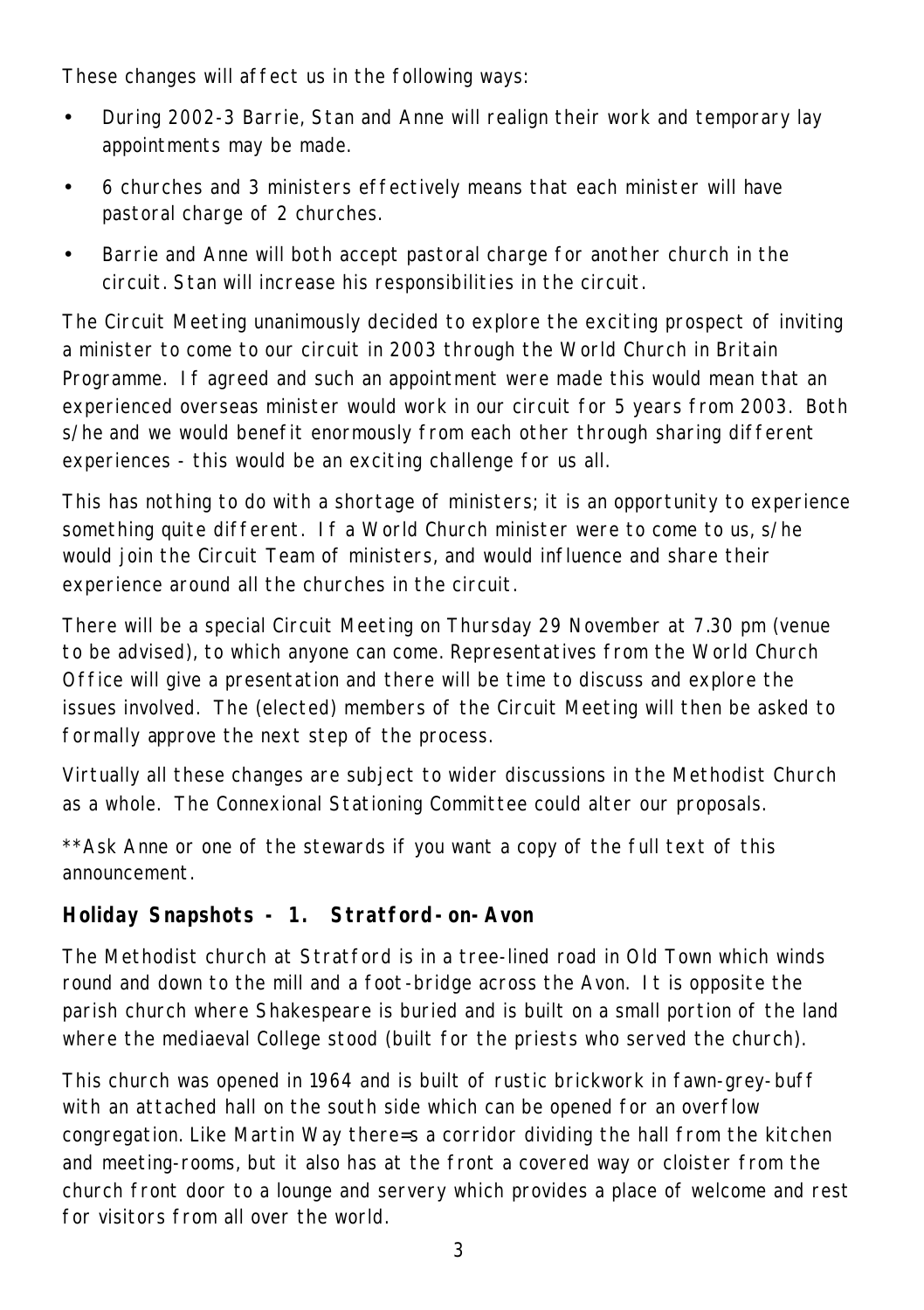These changes will affect us in the following ways:

- During 2002-3 Barrie, Stan and Anne will realign their work and temporary lay appointments may be made.
- 6 churches and 3 ministers effectively means that each minister will have pastoral charge of 2 churches.
- Barrie and Anne will both accept pastoral charge for another church in the circuit. Stan will increase his responsibilities in the circuit.

The Circuit Meeting unanimously decided to explore the exciting prospect of inviting a minister to come to our circuit in 2003 through the World Church in Britain Programme. If agreed and such an appointment were made this would mean that an experienced overseas minister would work in our circuit for 5 years from 2003. Both s/he and we would benefit enormously from each other through sharing different experiences - this would be an exciting challenge for us all.

This has nothing to do with a shortage of ministers; it is an opportunity to experience something quite different. If a World Church minister were to come to us, s/he would join the Circuit Team of ministers, and would influence and share their experience around all the churches in the circuit.

There will be a special Circuit Meeting on Thursday 29 November at 7.30 pm (venue to be advised), to which anyone can come. Representatives from the World Church Office will give a presentation and there will be time to discuss and explore the issues involved. The (elected) members of the Circuit Meeting will then be asked to formally approve the next step of the process.

Virtually all these changes are subject to wider discussions in the Methodist Church as a whole. The Connexional Stationing Committee could alter our proposals.

**Ask Anne or one of the stewards if you want a copy of the full text of this announcement.

### Holiday Snapshots - 1. Stratford-on-Avon

The Methodist church at Stratford is in a tree-lined road in Old Town which winds round and down to the mill and a foot-bridge across the Avon. It is opposite the parish church where Shakespeare is buried and is built on a small portion of the land where the mediaeval College stood (built for the priests who served the church).

This church was opened in 1964 and is built of rustic brickwork in fawn-grey-buff with an attached hall on the south side which can be opened for an overflow congregation. Like Martin Way there=s a corridor dividing the hall from the kitchen and meeting-rooms, but it also has at the front a covered way or cloister from the church front door to a lounge and servery which provides a place of welcome and rest for visitors from all over the world.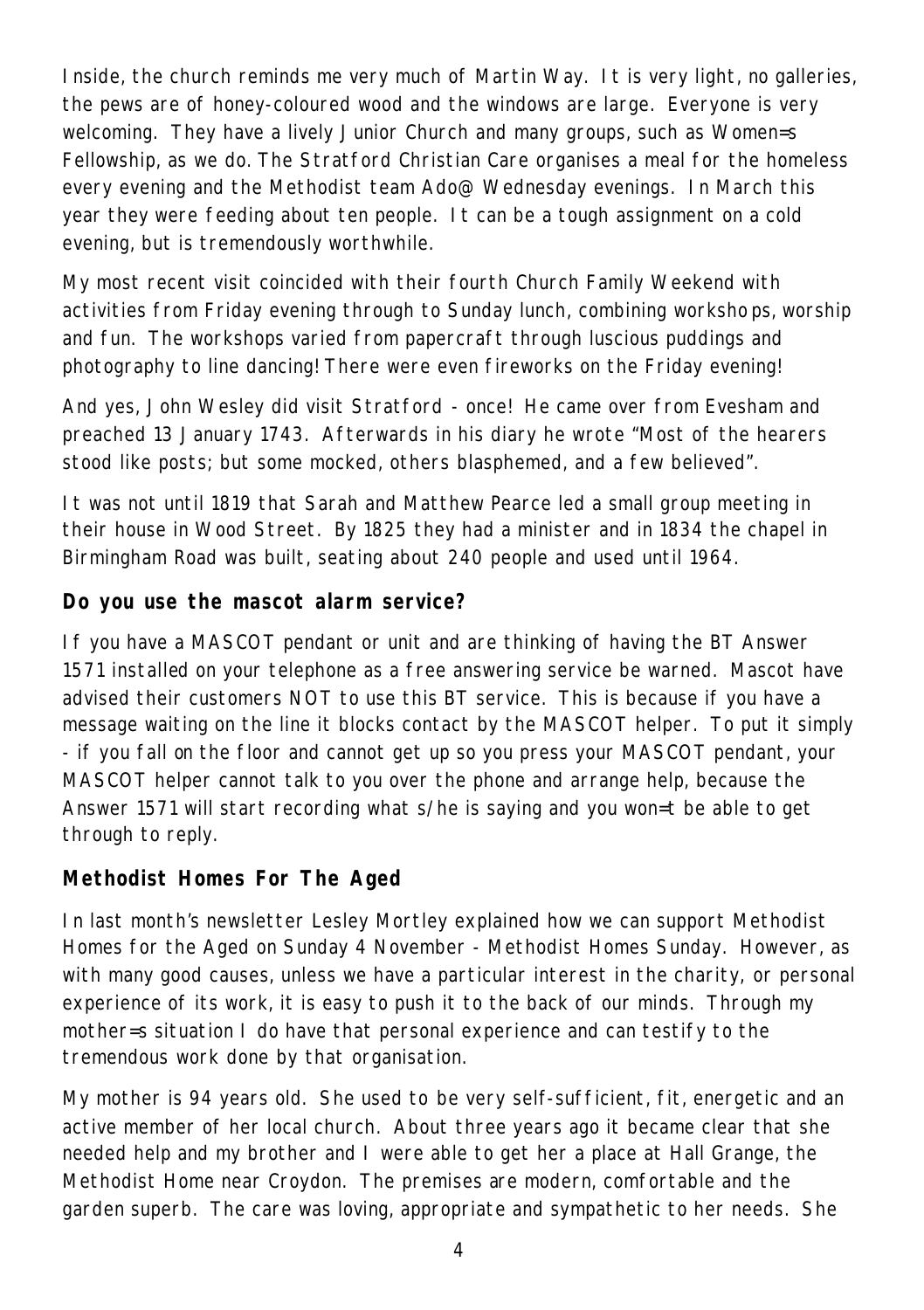Inside, the church reminds me very much of Martin Way. It is very light, no galleries, the pews are of honey-coloured wood and the windows are large. Everyone is very welcoming. They have a lively Junior Church and many groups, such as Women=s Fellowship, as we do. The Stratford Christian Care organises a meal for the homeless every evening and the Methodist team Ado@ Wednesday evenings. In March this year they were feeding about ten people. It can be a tough assignment on a cold evening, but is tremendously worthwhile.

My most recent visit coincided with their fourth Church Family Weekend with activities from Friday evening through to Sunday lunch, combining workshops, worship and fun. The workshops varied from papercraft through luscious puddings and photography to line dancing! There were even fireworks on the Friday evening!

And yes, John Wesley did visit Stratford - once! He came over from Evesham and preached 13 January 1743. Afterwards in his diary he wrote "Most of the hearers stood like posts; but some mocked, others blasphemed, and a few believed".

It was not until 1819 that Sarah and Matthew Pearce led a small group meeting in their house in Wood Street. By 1825 they had a minister and in 1834 the chapel in Birmingham Road was built, seating about 240 people and used until 1964.

## Do you use the mascot alarm service?

If you have a MASCOT pendant or unit and are thinking of having the BT Answer 1571 installed on your telephone as a free answering service be warned. Mascot have advised their customers NOT to use this BT service. This is because if you have a message waiting on the line it blocks contact by the MASCOT helper. To put it simply - if you fall on the floor and cannot get up so you press your MASCOT pendant, your MASCOT helper cannot talk to you over the phone and arrange help, because the Answer 1571 will start recording what s/he is saying and you won=t be able to get through to reply.

## Methodist Homes For The Aged

In last month's newsletter Lesley Mortley explained how we can support Methodist Homes for the Aged on Sunday 4 November - Methodist Homes Sunday. However, as with many good causes, unless we have a particular interest in the charity, or personal experience of its work, it is easy to push it to the back of our minds. Through my mother=s situation I do have that personal experience and can testify to the tremendous work done by that organisation.

My mother is 94 years old. She used to be very self-sufficient, fit, energetic and an active member of her local church. About three years ago it became clear that she needed help and my brother and I were able to get her a place at Hall Grange, the Methodist Home near Croydon. The premises are modern, comfortable and the garden superb. The care was loving, appropriate and sympathetic to her needs. She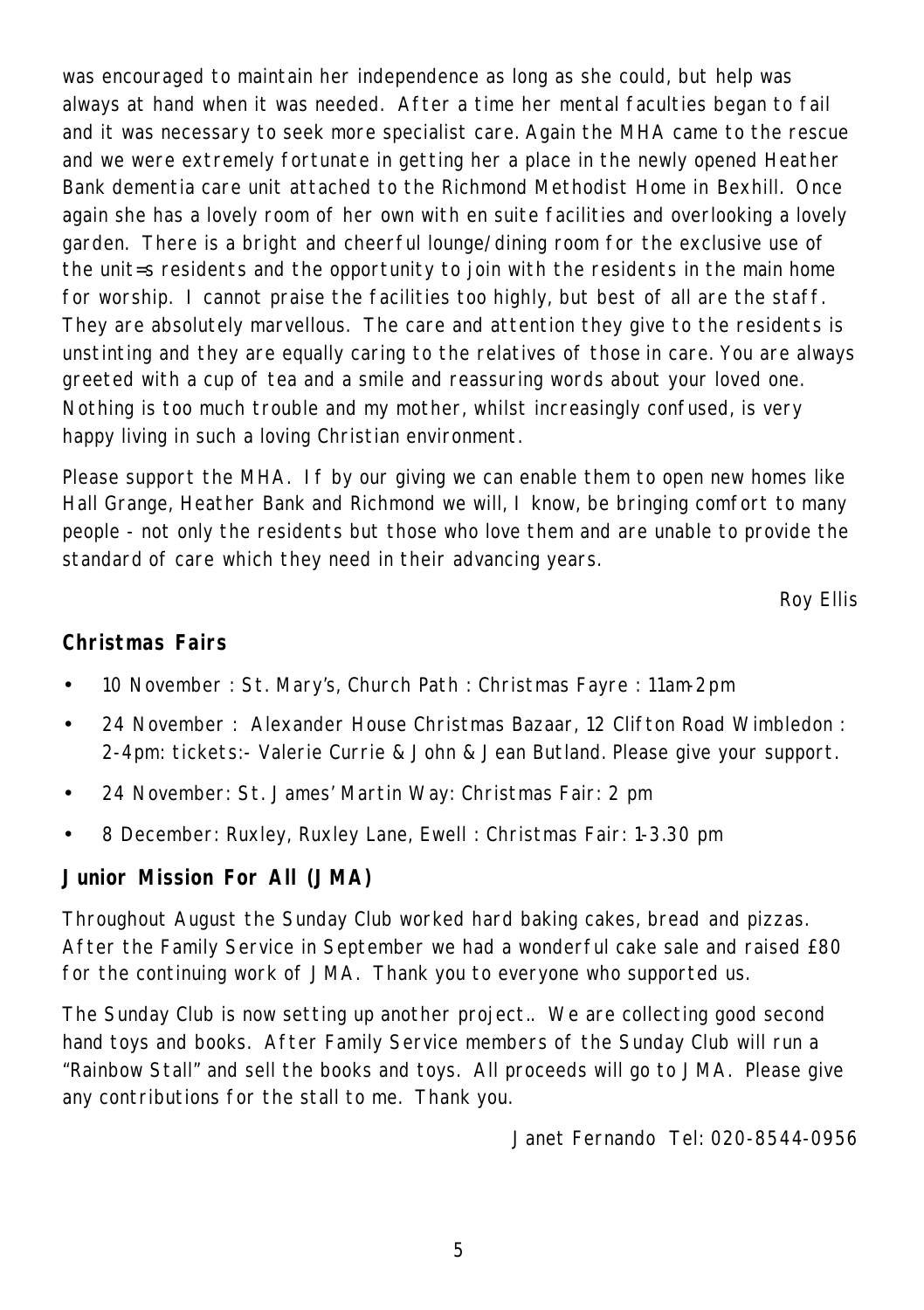was encouraged to maintain her independence as long as she could, but help was always at hand when it was needed. After a time her mental faculties began to fail and it was necessary to seek more specialist care. Again the MHA came to the rescue and we were extremely fortunate in getting her a place in the newly opened Heather Bank dementia care unit attached to the Richmond Methodist Home in Bexhill. Once again she has a lovely room of her own with en suite facilities and overlooking a lovely garden. There is a bright and cheerful lounge/dining room for the exclusive use of the unit=s residents and the opportunity to join with the residents in the main home for worship. I cannot praise the facilities too highly, but best of all are the staff. They are absolutely marvellous. The care and attention they give to the residents is unstinting and they are equally caring to the relatives of those in care. You are always greeted with a cup of tea and a smile and reassuring words about your loved one. Nothing is too much trouble and my mother, whilst increasingly confused, is very happy living in such a loving Christian environment.

Please support the MHA. If by our giving we can enable them to open new homes like Hall Grange, Heather Bank and Richmond we will, I know, be bringing comfort to many people - not only the residents but those who love them and are unable to provide the standard of care which they need in their advancing years.

*Roy Ellis*

## Christmas Fairs

- 10 November : St. Mary's, Church Path : Christmas Fayre : 11am-2pm
- 24 November : Alexander House Christmas Bazaar, 12 Clifton Road Wimbledon : 2-4pm: tickets:- Valerie Currie & John & Jean Butland. Please give your support.
- 24 November: St. James' Martin Way: Christmas Fair: 2 pm
- 8 December: Ruxley, Ruxley Lane, Ewell : Christmas Fair: 1-3.30 pm

## Junior Mission For All (JMA)

Throughout August the Sunday Club worked hard baking cakes, bread and pizzas. After the Family Service in September we had a wonderful cake sale and raised £80 for the continuing work of JMA. Thank you to everyone who supported us.

The Sunday Club is now setting up another project.. We are collecting good second hand toys and books. After Family Service members of the Sunday Club will run a "Rainbow Stall" and sell the books and toys. All proceeds will go to JMA. Please give any contributions for the stall to me. Thank you.

*Janet Fernando Tel: 020-8544-0956*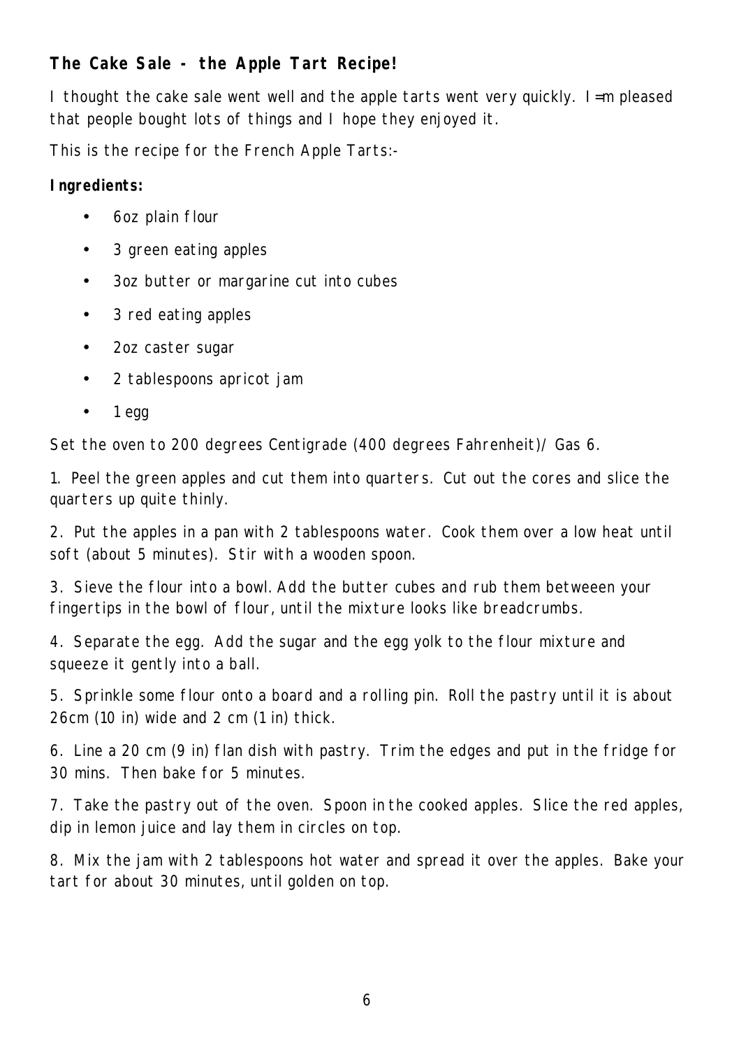**The Cake Sale - the Apple Tart Recipe!**

I thought the cake sale went well and the apple tarts went very quickly. I=m pleased that people bought lots of things and I hope they enjoyed it.

This is the recipe for the French Apple Tarts:-

**Ingredients:**

- 6oz plain flour
- 3 green eating apples
- 3oz butter or margarine cut into cubes
- 3 red eating apples
- 2oz caster sugar
- 2 tablespoons apricot jam
- 1 egg

Set the oven to 200 degrees Centigrade (400 degrees Fahrenheit)/ Gas 6.

1. Peel the green apples and cut them into quarters. Cut out the cores and slice the quarters up quite thinly.

2. Put the apples in a pan with 2 tablespoons water. Cook them over a low heat until soft (about 5 minutes). Stir with a wooden spoon.

3. Sieve the flour into a bowl. Add the butter cubes and rub them betweeen your fingertips in the bowl of flour, until the mixture looks like breadcrumbs.

4. Separate the egg. Add the sugar and the egg yolk to the flour mixture and squeeze it gently into a ball.

5. Sprinkle some flour onto a board and a rolling pin. Roll the pastry until it is about 26cm (10 in) wide and 2 cm (1 in) thick.

6. Line a 20 cm (9 in) flan dish with pastry. Trim the edges and put in the fridge for 30 mins. Then bake for 5 minutes.

7. Take the pastry out of the oven. Spoon in the cooked apples. Slice the red apples, dip in lemon juice and lay them in circles on top.

8. Mix the jam with 2 tablespoons hot water and spread it over the apples. Bake your tart for about 30 minutes, until golden on top.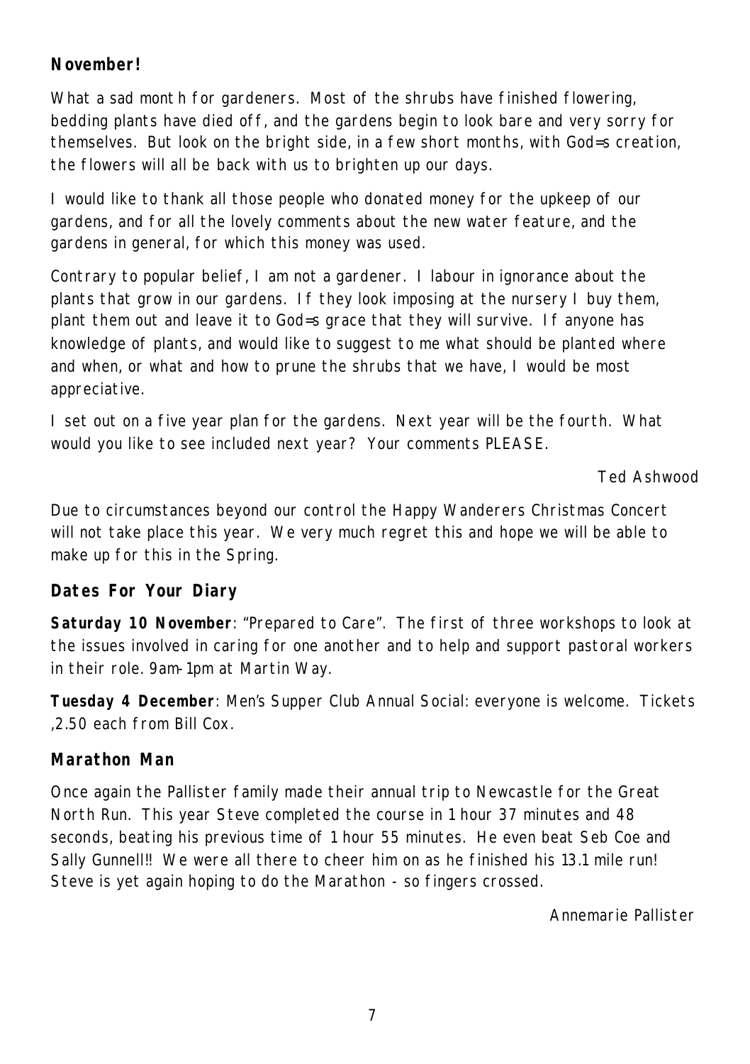**November!**

What a sad month for gardeners. Most of the shrubs have finished flowering, bedding plants have died off, and the gardens begin to look bare and very sorry for themselves. But look on the bright side, in a few short months, with God=s creation, the flowers will all be back with us to brighten up our days.

I would like to thank all those people who donated money for the upkeep of our gardens, and for all the lovely comments about the new water feature, and the gardens in general, for which this money was used.

Contrary to popular belief, I am not a gardener. I labour in ignorance about the plants that grow in our gardens. If they look imposing at the nursery I buy them, plant them out and leave it to God=s grace that they will survive. If anyone has knowledge of plants, and would like to suggest to me what should be planted where and when, or what and how to prune the shrubs that we have, I would be most appreciative.

I set out on a five year plan for the gardens. Next year will be the fourth. What would you like to see included next year? Your comments PLEASE.

*Ted Ashwood*

Due to circumstances beyond our control the Happy Wanderers Christmas Concert will not take place this year. We very much regret this and hope we will be able to make up for this in the Spring.

**Dates For Your Diary**

**Saturday 10 November**: "Prepared to Care". The first of three workshops to look at the issues involved in caring for one another and to help and support pastoral workers in their role. 9am-1pm at Martin Way.

**Tuesday 4 December**: Men's Supper Club Annual Social: everyone is welcome. Tickets ,2.50 each from Bill Cox.

**Marathon Man**

Once again the Pallister family made their annual trip to Newcastle for the Great North Run. This year Steve completed the course in 1 hour 37 minutes and 48 seconds, beating his previous time of 1 hour 55 minutes. He even beat Seb Coe and Sally Gunnell!! We were all there to cheer him on as he finished his 13.1 mile run! Steve is yet again hoping to do the Marathon - so fingers crossed.

*Annemarie Pallister*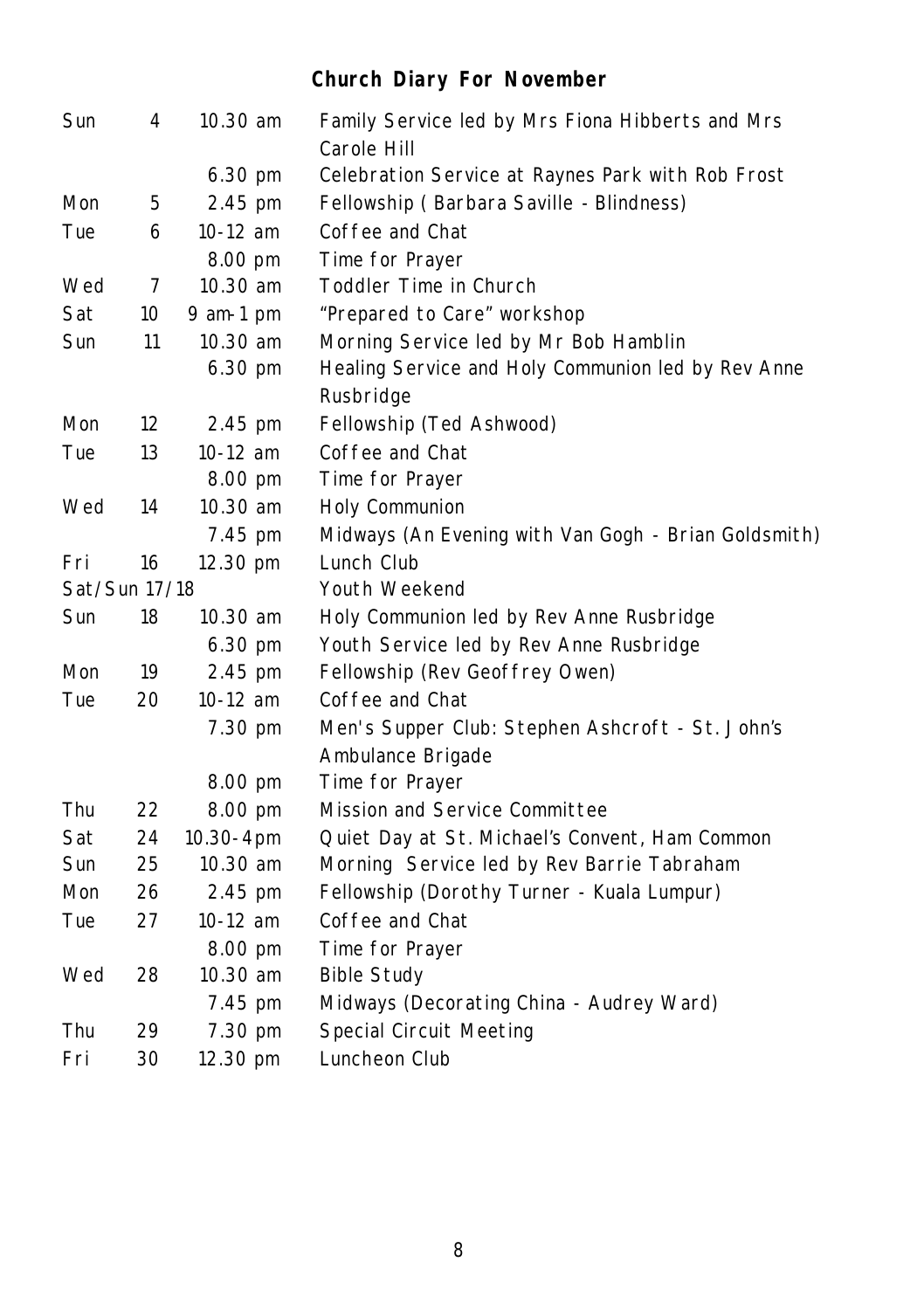## Church Diary For November

| | | | |
|---|---|---|---|
| Sun | 4 | 10.30 am | Family Service led by Mrs Fiona Hibberts and Mrs Carole Hill |
| | | 6.30 pm | Celebration Service at Raynes Park with Rob Frost |
| Mon | 5 | 2.45 pm | Fellowship ( Barbara Saville - Blindness) |
| Tue | 6 | 10-12 am | Coffee and Chat |
| | | 8.00 pm | Time for Prayer |
| Wed | 7 | 10.30 am | Toddler Time in Church |
| Sat | 10 | 9 am-1 pm | "Prepared to Care" workshop |
| Sun | 11 | 10.30 am | Morning Service led by Mr Bob Hamblin |
| | | 6.30 pm | Healing Service and Holy Communion led by Rev Anne Rusbridge |
| Mon | 12 | 2.45 pm | Fellowship (Ted Ashwood) |
| Tue | 13 | 10-12 am | Coffee and Chat |
| | | 8.00 pm | Time for Prayer |
| Wed | 14 | 10.30 am | Holy Communion |
| | | 7.45 pm | Midways (An Evening with Van Gogh - Brian Goldsmith) |
| Fri | 16 | 12.30 pm | Lunch Club |
| Sat/Sun 17/18 | | | Youth Weekend |
| Sun | 18 | 10.30 am | Holy Communion led by Rev Anne Rusbridge |
| | | 6.30 pm | Youth Service led by Rev Anne Rusbridge |
| Mon | 19 | 2.45 pm | Fellowship (Rev Geoffrey Owen) |
| Tue | 20 | 10-12 am | Coffee and Chat |
| | | 7.30 pm | Men's Supper Club: Stephen Ashcroft - St. John's Ambulance Brigade |
| | | 8.00 pm | Time for Prayer |
| Thu | 22 | 8.00 pm | Mission and Service Committee |
| Sat | 24 | 10.30-4pm | Quiet Day at St. Michael's Convent, Ham Common |
| Sun | 25 | 10.30 am | Morning Service led by Rev Barrie Tabraham |
| Mon | 26 | 2.45 pm | Fellowship (Dorothy Turner - Kuala Lumpur) |
| Tue | 27 | 10-12 am | Coffee and Chat |
| | | 8.00 pm | Time for Prayer |
| Wed | 28 | 10.30 am | Bible Study |
| | | 7.45 pm | Midways (Decorating China - Audrey Ward) |
| Thu | 29 | 7.30 pm | Special Circuit Meeting |
| Fri | 30 | 12.30 pm | Luncheon Club |